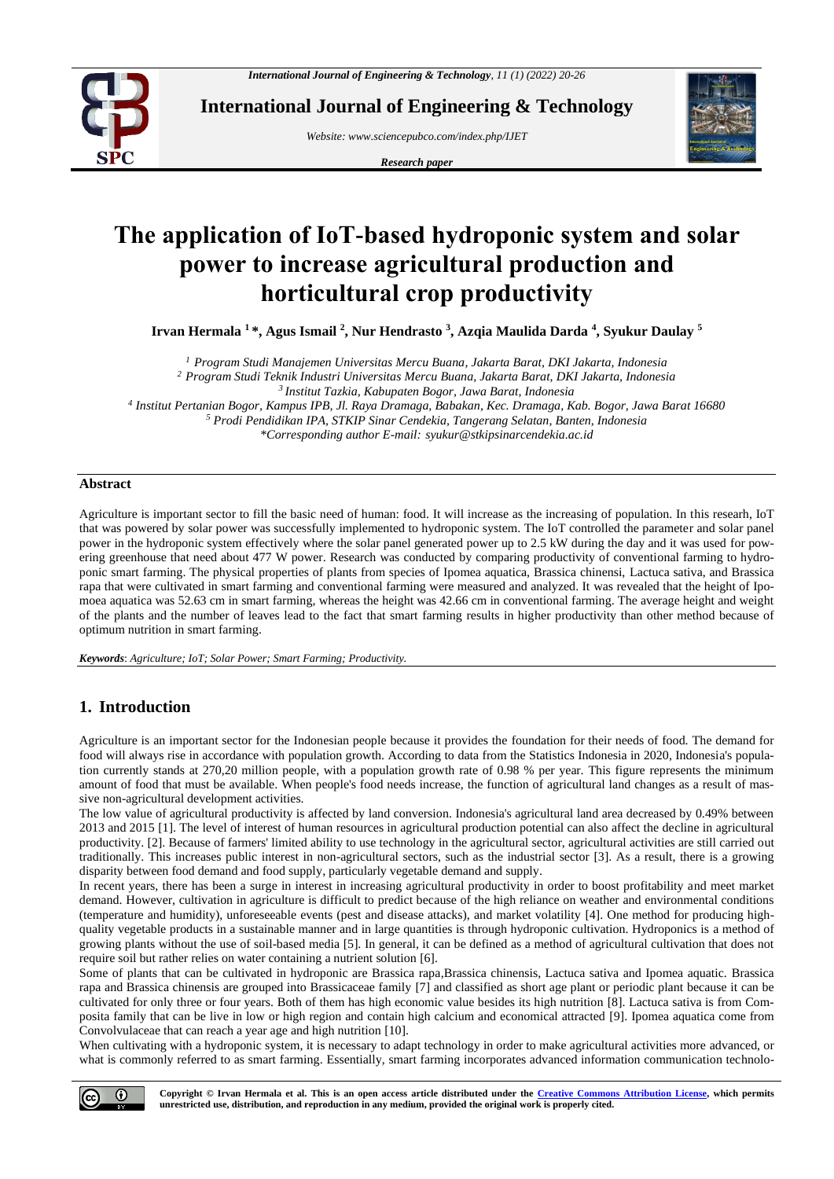# The application of IoT-based hydroponic system and solar power to increase agricultural production and horticultural crop productivity

**Irvan Hermala [1] \*, Agus Ismail [2], Nur Hendrasto [3], Azqia Maulida Darda [4], Syukur Daulay [5]**

[1] *Program Studi Manajemen Universitas Mercu Buana, Jakarta Barat, DKI Jakarta, Indonesia*
[2] *Program Studi Teknik Industri Universitas Mercu Buana, Jakarta Barat, DKI Jakarta, Indonesia*
[3] *Institut Tazkia, Kabupaten Bogor, Jawa Barat, Indonesia*
[4] *Institut Pertanian Bogor, Kampus IPB, Jl. Raya Dramaga, Babakan, Kec. Dramaga, Kab. Bogor, Jawa Barat 16680*
[5] *Prodi Pendidikan IPA, STKIP Sinar Cendekia, Tangerang Selatan, Banten, Indonesia*
*\*Corresponding author E-mail: syukur@stkipsinarcendekia.ac.id*

## Abstract

Agriculture is important sector to fill the basic need of human: food. It will increase as the increasing of population. In this researh, IoT that was powered by solar power was successfully implemented to hydroponic system. The IoT controlled the parameter and solar panel power in the hydroponic system effectively where the solar panel generated power up to 2.5 kW during the day and it was used for powering greenhouse that need about 477 W power. Research was conducted by comparing productivity of conventional farming to hydroponic smart farming. The physical properties of plants from species of Ipomea aquatica, Brassica chinensi, Lactuca sativa, and Brassica rapa that were cultivated in smart farming and conventional farming were measured and analyzed. It was revealed that the height of Ipomoea aquatica was 52.63 cm in smart farming, whereas the height was 42.66 cm in conventional farming. The average height and weight of the plants and the number of leaves lead to the fact that smart farming results in higher productivity than other method because of optimum nutrition in smart farming.

***Keywords***: *Agriculture; IoT; Solar Power; Smart Farming; Productivity.*

## 1. Introduction

Agriculture is an important sector for the Indonesian people because it provides the foundation for their needs of food. The demand for food will always rise in accordance with population growth. According to data from the Statistics Indonesia in 2020, Indonesia's population currently stands at 270,20 million people, with a population growth rate of 0.98 % per year. This figure represents the minimum amount of food that must be available. When people's food needs increase, the function of agricultural land changes as a result of massive non-agricultural development activities.

The low value of agricultural productivity is affected by land conversion. Indonesia's agricultural land area decreased by 0.49% between 2013 and 2015 [1]. The level of interest of human resources in agricultural production potential can also affect the decline in agricultural productivity. [2]. Because of farmers' limited ability to use technology in the agricultural sector, agricultural activities are still carried out traditionally. This increases public interest in non-agricultural sectors, such as the industrial sector [3]. As a result, there is a growing disparity between food demand and food supply, particularly vegetable demand and supply.

In recent years, there has been a surge in interest in increasing agricultural productivity in order to boost profitability and meet market demand. However, cultivation in agriculture is difficult to predict because of the high reliance on weather and environmental conditions (temperature and humidity), unforeseeable events (pest and disease attacks), and market volatility [4]. One method for producing high-quality vegetable products in a sustainable manner and in large quantities is through hydroponic cultivation. Hydroponics is a method of growing plants without the use of soil-based media [5]. In general, it can be defined as a method of agricultural cultivation that does not require soil but rather relies on water containing a nutrient solution [6].

Some of plants that can be cultivated in hydroponic are Brassica rapa,Brassica chinensis, Lactuca sativa and Ipomea aquatic. Brassica rapa and Brassica chinensis are grouped into Brassicaceae family [7] and classified as short age plant or periodic plant because it can be cultivated for only three or four years. Both of them has high economic value besides its high nutrition [8]. Lactuca sativa is from Composita family that can be live in low or high region and contain high calcium and economical attracted [9]. Ipomea aquatica come from Convolvulaceae that can reach a year age and high nutrition [10].

When cultivating with a hydroponic system, it is necessary to adapt technology in order to make agricultural activities more advanced, or what is commonly referred to as smart farming. Essentially, smart farming incorporates advanced information communication technolo-

**Copyright © Irvan Hermala et al. This is an open access article distributed under the Creative Commons Attribution License, which permits unrestricted use, distribution, and reproduction in any medium, provided the original work is properly cited.**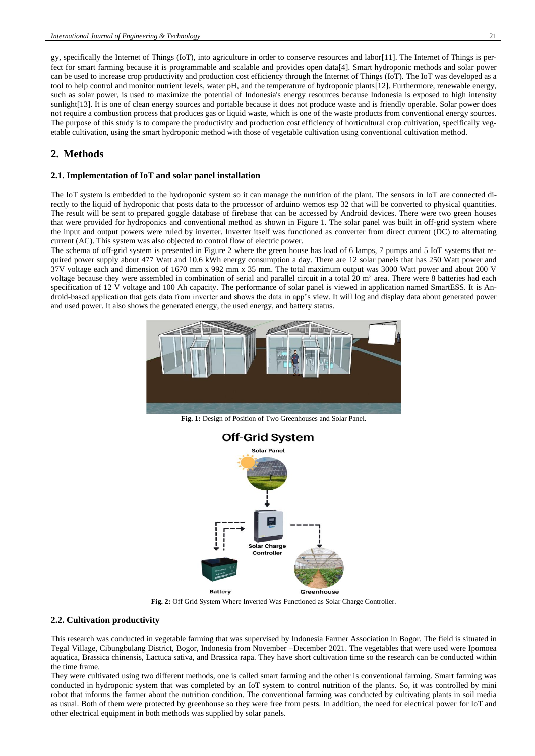gy, specifically the Internet of Things (IoT), into agriculture in order to conserve resources and labor[11]. The Internet of Things is perfect for smart farming because it is programmable and scalable and provides open data[4]. Smart hydroponic methods and solar power can be used to increase crop productivity and production cost efficiency through the Internet of Things (IoT). The IoT was developed as a tool to help control and monitor nutrient levels, water pH, and the temperature of hydroponic plants[12]. Furthermore, renewable energy, such as solar power, is used to maximize the potential of Indonesia's energy resources because Indonesia is exposed to high intensity sunlight[13]. It is one of clean energy sources and portable because it does not produce waste and is friendly operable. Solar power does not require a combustion process that produces gas or liquid waste, which is one of the waste products from conventional energy sources. The purpose of this study is to compare the productivity and production cost efficiency of horticultural crop cultivation, specifically vegetable cultivation, using the smart hydroponic method with those of vegetable cultivation using conventional cultivation method.

## 2. Methods

### 2.1. Implementation of IoT and solar panel installation

The IoT system is embedded to the hydroponic system so it can manage the nutrition of the plant. The sensors in IoT are connected directly to the liquid of hydroponic that posts data to the processor of arduino wemos esp 32 that will be converted to physical quantities. The result will be sent to prepared goggle database of firebase that can be accessed by Android devices. There were two green houses that were provided for hydroponics and conventional method as shown in Figure 1. The solar panel was built in off-grid system where the input and output powers were ruled by inverter. Inverter itself was functioned as converter from direct current (DC) to alternating current (AC). This system was also objected to control flow of electric power.

The schema of off-grid system is presented in Figure 2 where the green house has load of 6 lamps, 7 pumps and 5 IoT systems that required power supply about 477 Watt and 10.6 kWh energy consumption a day. There are 12 solar panels that has 250 Watt power and 37V voltage each and dimension of 1670 mm x 992 mm x 35 mm. The total maximum output was 3000 Watt power and about 200 V voltage because they were assembled in combination of serial and parallel circuit in a total 20 $m^2$ area. There were 8 batteries had each specification of 12 V voltage and 100 Ah capacity. The performance of solar panel is viewed in application named SmartESS. It is Android-based application that gets data from inverter and shows the data in app's view. It will log and display data about generated power and used power. It also shows the generated energy, the used energy, and battery status.

**Fig. 1:** Design of Position of Two Greenhouses and Solar Panel.

**Fig. 2:** Off Grid System Where Inverted Was Functioned as Solar Charge Controller.

### 2.2. Cultivation productivity

This research was conducted in vegetable farming that was supervised by Indonesia Farmer Association in Bogor. The field is situated in Tegal Village, Cibungbulang District, Bogor, Indonesia from November –December 2021. The vegetables that were used were Ipomoea aquatica, Brassica chinensis, Lactuca sativa, and Brassica rapa. They have short cultivation time so the research can be conducted within the time frame.

They were cultivated using two different methods, one is called smart farming and the other is conventional farming. Smart farming was conducted in hydroponic system that was completed by an IoT system to control nutrition of the plants. So, it was controlled by mini robot that informs the farmer about the nutrition condition. The conventional farming was conducted by cultivating plants in soil media as usual. Both of them were protected by greenhouse so they were free from pests. In addition, the need for electrical power for IoT and other electrical equipment in both methods was supplied by solar panels.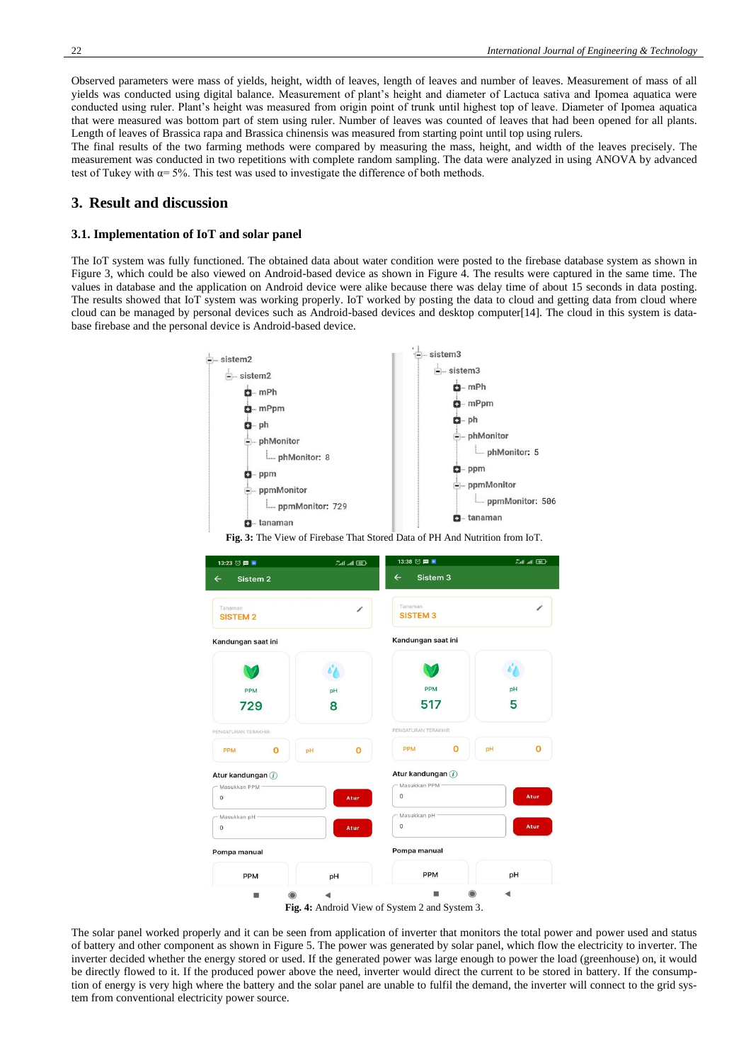Observed parameters were mass of yields, height, width of leaves, length of leaves and number of leaves. Measurement of mass of all yields was conducted using digital balance. Measurement of plant's height and diameter of Lactuca sativa and Ipomea aquatica were conducted using ruler. Plant's height was measured from origin point of trunk until highest top of leave. Diameter of Ipomea aquatica that were measured was bottom part of stem using ruler. Number of leaves was counted of leaves that had been opened for all plants. Length of leaves of Brassica rapa and Brassica chinensis was measured from starting point until top using rulers.

The final results of the two farming methods were compared by measuring the mass, height, and width of the leaves precisely. The measurement was conducted in two repetitions with complete random sampling. The data were analyzed in using ANOVA by advanced test of Tukey with α= 5%. This test was used to investigate the difference of both methods.

## 3. Result and discussion

### 3.1. Implementation of IoT and solar panel

The IoT system was fully functioned. The obtained data about water condition were posted to the firebase database system as shown in Figure 3, which could be also viewed on Android-based device as shown in Figure 4. The results were captured in the same time. The values in database and the application on Android device were alike because there was delay time of about 15 seconds in data posting. The results showed that IoT system was working properly. IoT worked by posting the data to cloud and getting data from cloud where cloud can be managed by personal devices such as Android-based devices and desktop computer[14]. The cloud in this system is database firebase and the personal device is Android-based device.

**Fig. 3:** The View of Firebase That Stored Data of PH And Nutrition from IoT.

**Fig. 4:** Android View of System 2 and System 3.

The solar panel worked properly and it can be seen from application of inverter that monitors the total power and power used and status of battery and other component as shown in Figure 5. The power was generated by solar panel, which flow the electricity to inverter. The inverter decided whether the energy stored or used. If the generated power was large enough to power the load (greenhouse) on, it would be directly flowed to it. If the produced power above the need, inverter would direct the current to be stored in battery. If the consumption of energy is very high where the battery and the solar panel are unable to fulfil the demand, the inverter will connect to the grid system from conventional electricity power source.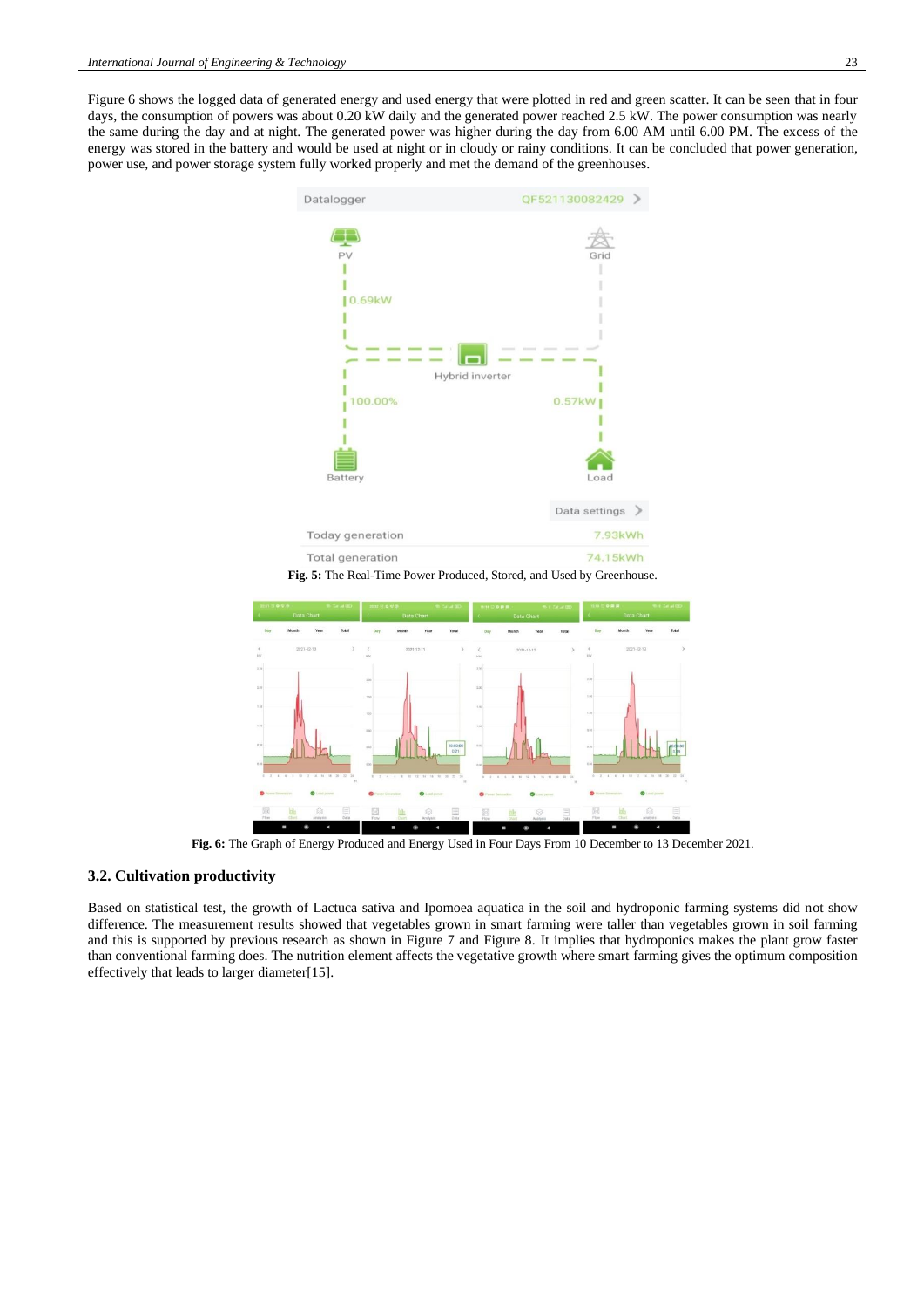Figure 6 shows the logged data of generated energy and used energy that were plotted in red and green scatter. It can be seen that in four days, the consumption of powers was about 0.20 kW daily and the generated power reached 2.5 kW. The power consumption was nearly the same during the day and at night. The generated power was higher during the day from 6.00 AM until 6.00 PM. The excess of the energy was stored in the battery and would be used at night or in cloudy or rainy conditions. It can be concluded that power generation, power use, and power storage system fully worked properly and met the demand of the greenhouses.

**Fig. 5:** The Real-Time Power Produced, Stored, and Used by Greenhouse.

**Fig. 6:** The Graph of Energy Produced and Energy Used in Four Days From 10 December to 13 December 2021.

### 3.2. Cultivation productivity

Based on statistical test, the growth of Lactuca sativa and Ipomoea aquatica in the soil and hydroponic farming systems did not show difference. The measurement results showed that vegetables grown in smart farming were taller than vegetables grown in soil farming and this is supported by previous research as shown in Figure 7 and Figure 8. It implies that hydroponics makes the plant grow faster than conventional farming does. The nutrition element affects the vegetative growth where smart farming gives the optimum composition effectively that leads to larger diameter[15].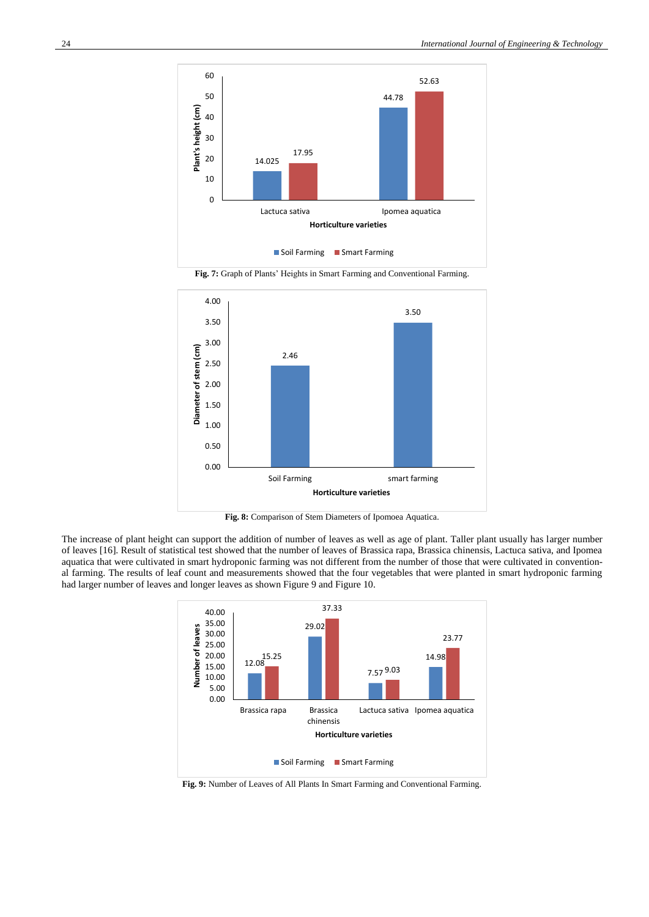Fig. 7: Graph of Plants' Heights in Smart Farming and Conventional Farming.

Fig. 8: Comparison of Stem Diameters of Ipomoea Aquatica.

The increase of plant height can support the addition of number of leaves as well as age of plant. Taller plant usually has larger number of leaves [16]. Result of statistical test showed that the number of leaves of Brassica rapa, Brassica chinensis, Lactuca sativa, and Ipomea aquatica that were cultivated in smart hydroponic farming was not different from the number of those that were cultivated in conventional farming. The results of leaf count and measurements showed that the four vegetables that were planted in smart hydroponic farming had larger number of leaves and longer leaves as shown Figure 9 and Figure 10.

Fig. 9: Number of Leaves of All Plants In Smart Farming and Conventional Farming.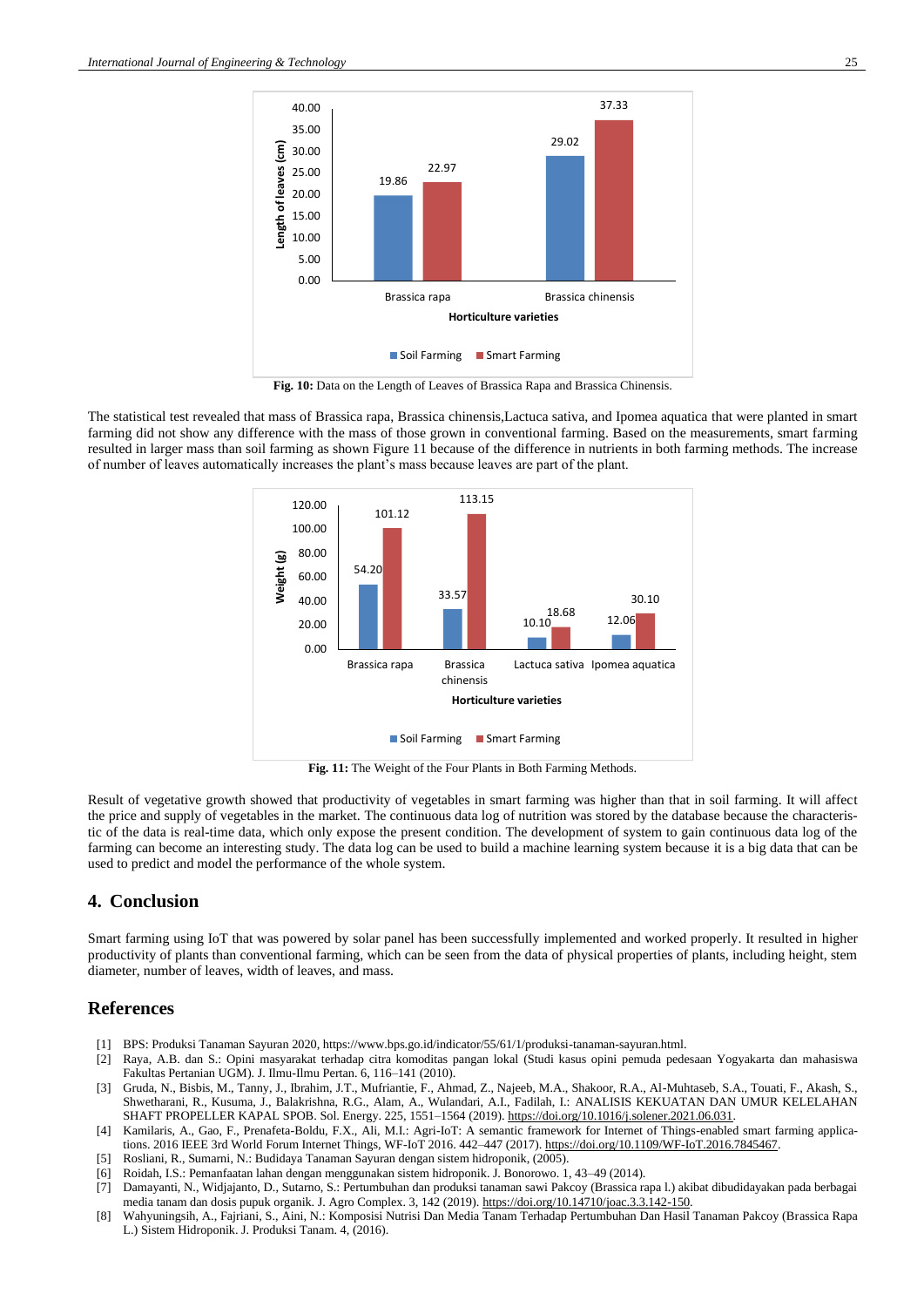Fig. 10: Data on the Length of Leaves of Brassica Rapa and Brassica Chinensis.

The statistical test revealed that mass of Brassica rapa, Brassica chinensis,Lactuca sativa, and Ipomea aquatica that were planted in smart farming did not show any difference with the mass of those grown in conventional farming. Based on the measurements, smart farming resulted in larger mass than soil farming as shown Figure 11 because of the difference in nutrients in both farming methods. The increase of number of leaves automatically increases the plant's mass because leaves are part of the plant.

Fig. 11: The Weight of the Four Plants in Both Farming Methods.

Result of vegetative growth showed that productivity of vegetables in smart farming was higher than that in soil farming. It will affect the price and supply of vegetables in the market. The continuous data log of nutrition was stored by the database because the characteristic of the data is real-time data, which only expose the present condition. The development of system to gain continuous data log of the farming can become an interesting study. The data log can be used to build a machine learning system because it is a big data that can be used to predict and model the performance of the whole system.

## 4. Conclusion

Smart farming using IoT that was powered by solar panel has been successfully implemented and worked properly. It resulted in higher productivity of plants than conventional farming, which can be seen from the data of physical properties of plants, including height, stem diameter, number of leaves, width of leaves, and mass.

## References

[1] BPS: Produksi Tanaman Sayuran 2020, https://www.bps.go.id/indicator/55/61/1/produksi-tanaman-sayuran.html.

[2] Raya, A.B. dan S.: Opini masyarakat terhadap citra komoditas pangan lokal (Studi kasus opini pemuda pedesaan Yogyakarta dan mahasiswa Fakultas Pertanian UGM). J. Ilmu-Ilmu Pertan. 6, 116–141 (2010).

[3] Gruda, N., Bisbis, M., Tanny, J., Ibrahim, J.T., Mufriantie, F., Ahmad, Z., Najeeb, M.A., Shakoor, R.A., Al-Muhtaseb, S.A., Touati, F., Akash, S., Shwetharani, R., Kusuma, J., Balakrishna, R.G., Alam, A., Wulandari, A.I., Fadilah, I.: ANALISIS KEKUATAN DAN UMUR KELELAHAN SHAFT PROPELLER KAPAL SPOB. Sol. Energy. 225, 1551–1564 (2019). https://doi.org/10.1016/j.solener.2021.06.031.

[4] Kamilaris, A., Gao, F., Prenafeta-Boldu, F.X., Ali, M.I.: Agri-IoT: A semantic framework for Internet of Things-enabled smart farming applications. 2016 IEEE 3rd World Forum Internet Things, WF-IoT 2016. 442–447 (2017). https://doi.org/10.1109/WF-IoT.2016.7845467.

[5] Rosliani, R., Sumarni, N.: Budidaya Tanaman Sayuran dengan sistem hidroponik, (2005).

[6] Roidah, I.S.: Pemanfaatan lahan dengan menggunakan sistem hidroponik. J. Bonorowo. 1, 43–49 (2014).

[7] Damayanti, N., Widjajanto, D., Sutarno, S.: Pertumbuhan dan produksi tanaman sawi Pakcoy (Brassica rapa l.) akibat dibudidayakan pada berbagai media tanam dan dosis pupuk organik. J. Agro Complex. 3, 142 (2019). https://doi.org/10.14710/joac.3.3.142-150.

[8] Wahyuningsih, A., Fajriani, S., Aini, N.: Komposisi Nutrisi Dan Media Tanam Terhadap Pertumbuhan Dan Hasil Tanaman Pakcoy (Brassica Rapa L.) Sistem Hidroponik. J. Produksi Tanam. 4, (2016).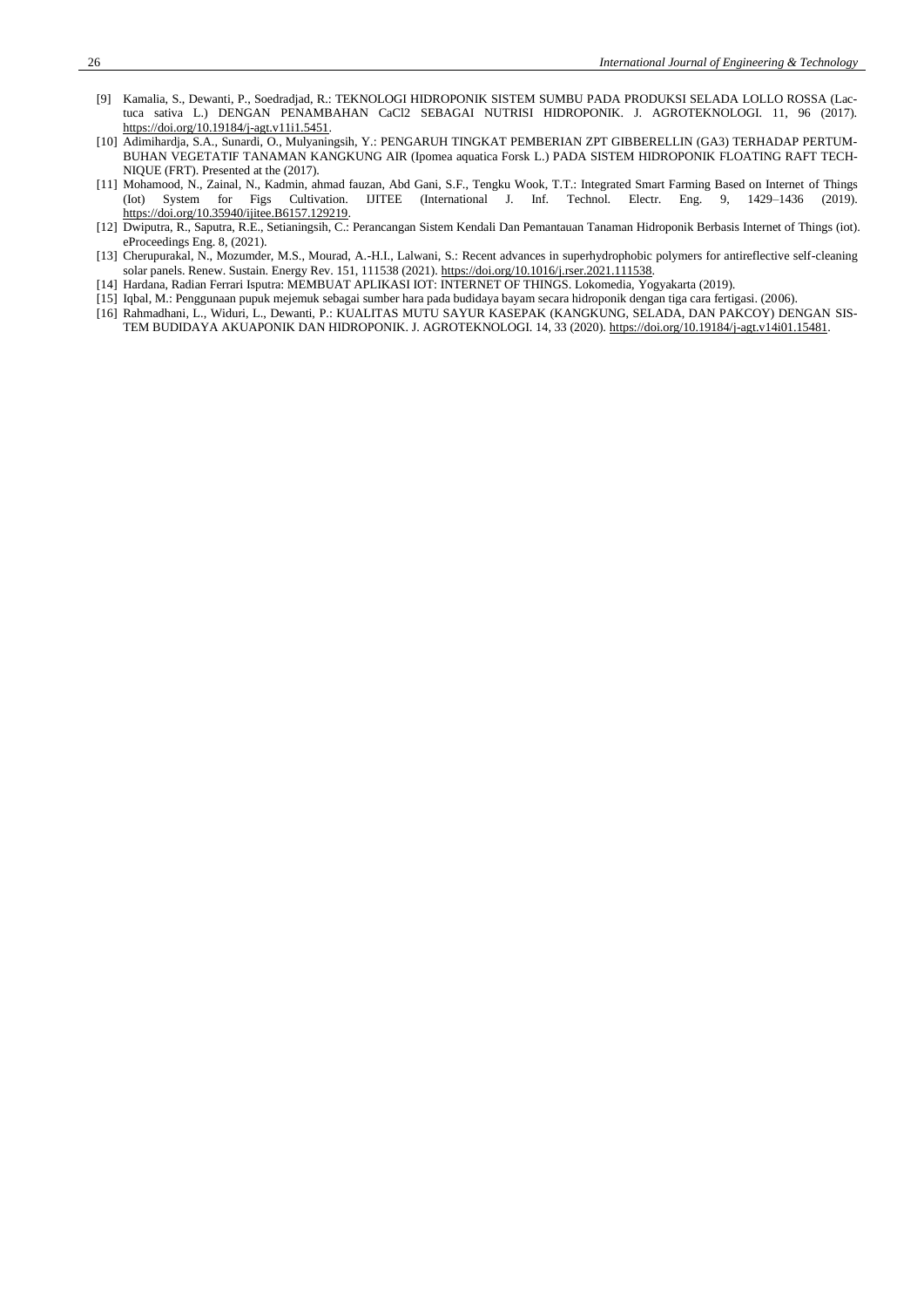[9] Kamalia, S., Dewanti, P., Soedradjad, R.: TEKNOLOGI HIDROPONIK SISTEM SUMBU PADA PRODUKSI SELADA LOLLO ROSSA (Lactuca sativa L.) DENGAN PENAMBAHAN CaCl2 SEBAGAI NUTRISI HIDROPONIK. J. AGROTEKNOLOGI. 11, 96 (2017). https://doi.org/10.19184/j-agt.v11i1.5451.

[10] Adimihardja, S.A., Sunardi, O., Mulyaningsih, Y.: PENGARUH TINGKAT PEMBERIAN ZPT GIBBERELLIN (GA3) TERHADAP PERTUMBUHAN VEGETATIF TANAMAN KANGKUNG AIR (Ipomea aquatica Forsk L.) PADA SISTEM HIDROPONIK FLOATING RAFT TECHNIQUE (FRT). Presented at the (2017).

[11] Mohamood, N., Zainal, N., Kadmin, ahmad fauzan, Abd Gani, S.F., Tengku Wook, T.T.: Integrated Smart Farming Based on Internet of Things (Iot) System for Figs Cultivation. IJITEE (International J. Inf. Technol. Electr. Eng. 9, 1429–1436 (2019). https://doi.org/10.35940/ijitee.B6157.129219.

[12] Dwiputra, R., Saputra, R.E., Setianingsih, C.: Perancangan Sistem Kendali Dan Pemantauan Tanaman Hidroponik Berbasis Internet of Things (iot). eProceedings Eng. 8, (2021).

[13] Cherupurakal, N., Mozumder, M.S., Mourad, A.-H.I., Lalwani, S.: Recent advances in superhydrophobic polymers for antireflective self-cleaning solar panels. Renew. Sustain. Energy Rev. 151, 111538 (2021). https://doi.org/10.1016/j.rser.2021.111538.

[14] Hardana, Radian Ferrari Isputra: MEMBUAT APLIKASI IOT: INTERNET OF THINGS. Lokomedia, Yogyakarta (2019).

[15] Iqbal, M.: Penggunaan pupuk mejemuk sebagai sumber hara pada budidaya bayam secara hidroponik dengan tiga cara fertigasi. (2006).

[16] Rahmadhani, L., Widuri, L., Dewanti, P.: KUALITAS MUTU SAYUR KASEPAK (KANGKUNG, SELADA, DAN PAKCOY) DENGAN SISTEM BUDIDAYA AKUAPONIK DAN HIDROPONIK. J. AGROTEKNOLOGI. 14, 33 (2020). https://doi.org/10.19184/j-agt.v14i01.15481.